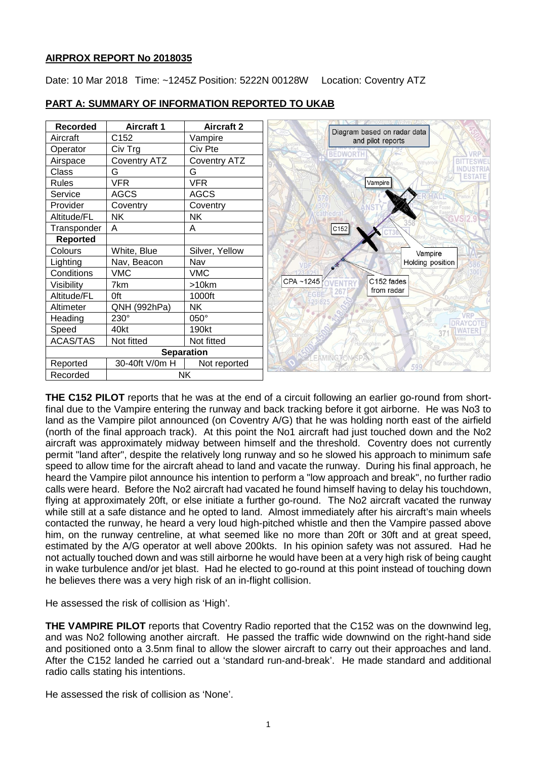## AIRPROX REPORT No 2018035

Date: 10 Mar 2018 Time: ~1245Z Position: 5222N 00128W Location: Coventry ATZ

## PART A: SUMMARY OF INFORMATION REPORTED TO UKAB

| Recorded | Aircraft 1 | Aircraft 2 |
|---|---|---|
| Aircraft | C152 | Vampire |
| Operator | Civ Trg | Civ Pte |
| Airspace | Coventry ATZ | Coventry ATZ |
| Class | G | G |
| Rules | VFR | VFR |
| Service | AGCS | AGCS |
| Provider | Coventry | Coventry |
| Altitude/FL | NK | NK |
| Transponder | A | A |
| **Reported** | | |
| Colours | White, Blue | Silver, Yellow |
| Lighting | Nav, Beacon | Nav |
| Conditions | VMC | VMC |
| Visibility | 7km | >10km |
| Altitude/FL | 0ft | 1000ft |
| Altimeter | QNH (992hPa) | NK |
| Heading | 230° | 050° |
| Speed | 40kt | 190kt |
| ACAS/TAS | Not fitted | Not fitted |
| **Separation** | | |
| Reported | 30-40ft V/0m H | Not reported |
| Recorded | NK | |

Diagram based on radar data and pilot reports

**THE C152 PILOT** reports that he was at the end of a circuit following an earlier go-round from short-final due to the Vampire entering the runway and back tracking before it got airborne. He was No3 to land as the Vampire pilot announced (on Coventry A/G) that he was holding north east of the airfield (north of the final approach track). At this point the No1 aircraft had just touched down and the No2 aircraft was approximately midway between himself and the threshold. Coventry does not currently permit "land after", despite the relatively long runway and so he slowed his approach to minimum safe speed to allow time for the aircraft ahead to land and vacate the runway. During his final approach, he heard the Vampire pilot announce his intention to perform a "low approach and break", no further radio calls were heard. Before the No2 aircraft had vacated he found himself having to delay his touchdown, flying at approximately 20ft, or else initiate a further go-round. The No2 aircraft vacated the runway while still at a safe distance and he opted to land. Almost immediately after his aircraft's main wheels contacted the runway, he heard a very loud high-pitched whistle and then the Vampire passed above him, on the runway centreline, at what seemed like no more than 20ft or 30ft and at great speed, estimated by the A/G operator at well above 200kts. In his opinion safety was not assured. Had he not actually touched down and was still airborne he would have been at a very high risk of being caught in wake turbulence and/or jet blast. Had he elected to go-round at this point instead of touching down he believes there was a very high risk of an in-flight collision.

He assessed the risk of collision as 'High'.

**THE VAMPIRE PILOT** reports that Coventry Radio reported that the C152 was on the downwind leg, and was No2 following another aircraft. He passed the traffic wide downwind on the right-hand side and positioned onto a 3.5nm final to allow the slower aircraft to carry out their approaches and land. After the C152 landed he carried out a 'standard run-and-break'. He made standard and additional radio calls stating his intentions.

He assessed the risk of collision as 'None'.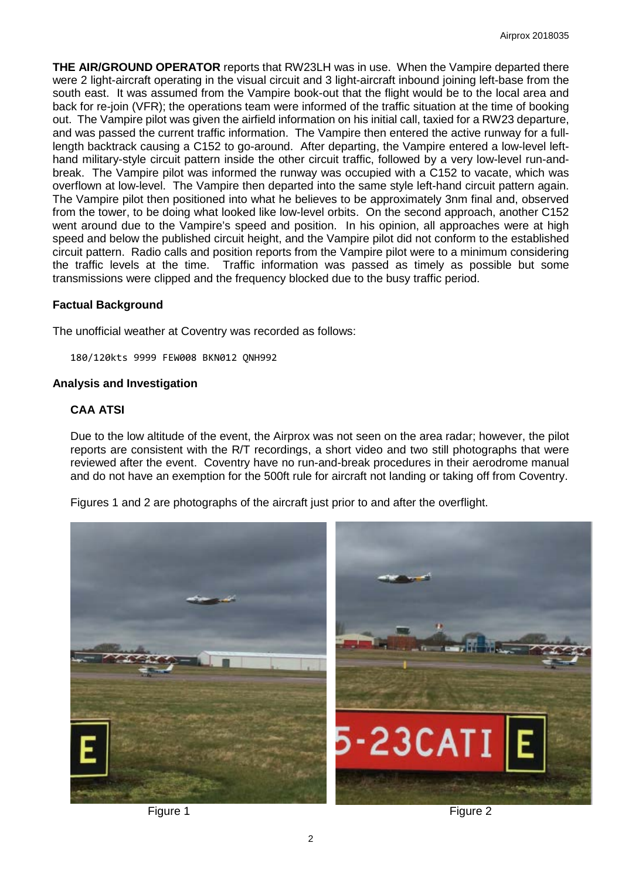**THE AIR/GROUND OPERATOR** reports that RW23LH was in use. When the Vampire departed there were 2 light-aircraft operating in the visual circuit and 3 light-aircraft inbound joining left-base from the south east. It was assumed from the Vampire book-out that the flight would be to the local area and back for re-join (VFR); the operations team were informed of the traffic situation at the time of booking out. The Vampire pilot was given the airfield information on his initial call, taxied for a RW23 departure, and was passed the current traffic information. The Vampire then entered the active runway for a full-length backtrack causing a C152 to go-around. After departing, the Vampire entered a low-level left-hand military-style circuit pattern inside the other circuit traffic, followed by a very low-level run-and-break. The Vampire pilot was informed the runway was occupied with a C152 to vacate, which was overflown at low-level. The Vampire then departed into the same style left-hand circuit pattern again. The Vampire pilot then positioned into what he believes to be approximately 3nm final and, observed from the tower, to be doing what looked like low-level orbits. On the second approach, another C152 went around due to the Vampire's speed and position. In his opinion, all approaches were at high speed and below the published circuit height, and the Vampire pilot did not conform to the established circuit pattern. Radio calls and position reports from the Vampire pilot were to a minimum considering the traffic levels at the time. Traffic information was passed as timely as possible but some transmissions were clipped and the frequency blocked due to the busy traffic period.

## Factual Background

The unofficial weather at Coventry was recorded as follows:

```
180/120kts 9999 FEW008 BKN012 QNH992
```

## Analysis and Investigation

### CAA ATSI

Due to the low altitude of the event, the Airprox was not seen on the area radar; however, the pilot reports are consistent with the R/T recordings, a short video and two still photographs that were reviewed after the event. Coventry have no run-and-break procedures in their aerodrome manual and do not have an exemption for the 500ft rule for aircraft not landing or taking off from Coventry.

Figures 1 and 2 are photographs of the aircraft just prior to and after the overflight.

Figure 1

Figure 2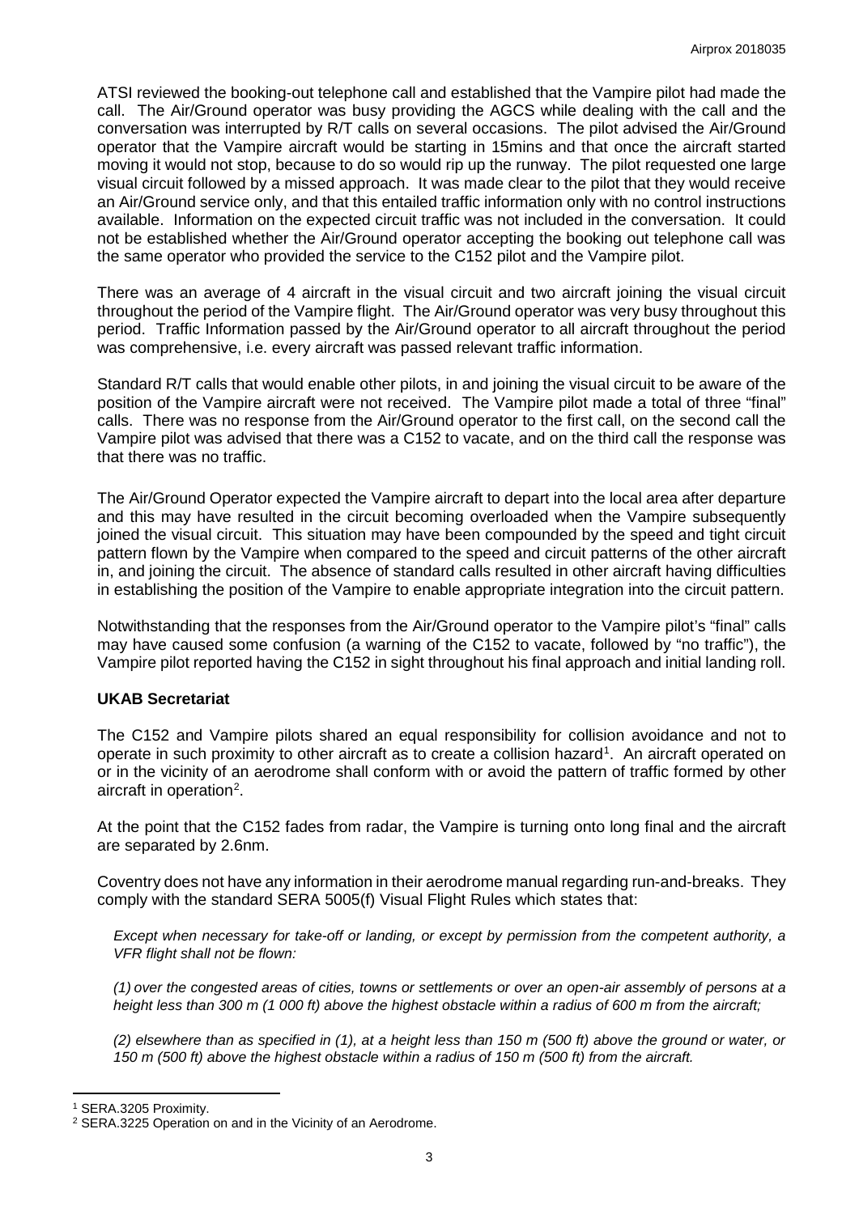ATSI reviewed the booking-out telephone call and established that the Vampire pilot had made the call. The Air/Ground operator was busy providing the AGCS while dealing with the call and the conversation was interrupted by R/T calls on several occasions. The pilot advised the Air/Ground operator that the Vampire aircraft would be starting in 15mins and that once the aircraft started moving it would not stop, because to do so would rip up the runway. The pilot requested one large visual circuit followed by a missed approach. It was made clear to the pilot that they would receive an Air/Ground service only, and that this entailed traffic information only with no control instructions available. Information on the expected circuit traffic was not included in the conversation. It could not be established whether the Air/Ground operator accepting the booking out telephone call was the same operator who provided the service to the C152 pilot and the Vampire pilot.

There was an average of 4 aircraft in the visual circuit and two aircraft joining the visual circuit throughout the period of the Vampire flight. The Air/Ground operator was very busy throughout this period. Traffic Information passed by the Air/Ground operator to all aircraft throughout the period was comprehensive, i.e. every aircraft was passed relevant traffic information.

Standard R/T calls that would enable other pilots, in and joining the visual circuit to be aware of the position of the Vampire aircraft were not received. The Vampire pilot made a total of three "final" calls. There was no response from the Air/Ground operator to the first call, on the second call the Vampire pilot was advised that there was a C152 to vacate, and on the third call the response was that there was no traffic.

The Air/Ground Operator expected the Vampire aircraft to depart into the local area after departure and this may have resulted in the circuit becoming overloaded when the Vampire subsequently joined the visual circuit. This situation may have been compounded by the speed and tight circuit pattern flown by the Vampire when compared to the speed and circuit patterns of the other aircraft in, and joining the circuit. The absence of standard calls resulted in other aircraft having difficulties in establishing the position of the Vampire to enable appropriate integration into the circuit pattern.

Notwithstanding that the responses from the Air/Ground operator to the Vampire pilot's "final" calls may have caused some confusion (a warning of the C152 to vacate, followed by "no traffic"), the Vampire pilot reported having the C152 in sight throughout his final approach and initial landing roll.

## UKAB Secretariat

The C152 and Vampire pilots shared an equal responsibility for collision avoidance and not to operate in such proximity to other aircraft as to create a collision hazard[1]. An aircraft operated on or in the vicinity of an aerodrome shall conform with or avoid the pattern of traffic formed by other aircraft in operation[2].

At the point that the C152 fades from radar, the Vampire is turning onto long final and the aircraft are separated by 2.6nm.

Coventry does not have any information in their aerodrome manual regarding run-and-breaks. They comply with the standard SERA 5005(f) Visual Flight Rules which states that:

*Except when necessary for take-off or landing, or except by permission from the competent authority, a VFR flight shall not be flown:*

*(1) over the congested areas of cities, towns or settlements or over an open-air assembly of persons at a height less than 300 m (1 000 ft) above the highest obstacle within a radius of 600 m from the aircraft;*

*(2) elsewhere than as specified in (1), at a height less than 150 m (500 ft) above the ground or water, or 150 m (500 ft) above the highest obstacle within a radius of 150 m (500 ft) from the aircraft.*

---

[1] SERA.3205 Proximity.

[2] SERA.3225 Operation on and in the Vicinity of an Aerodrome.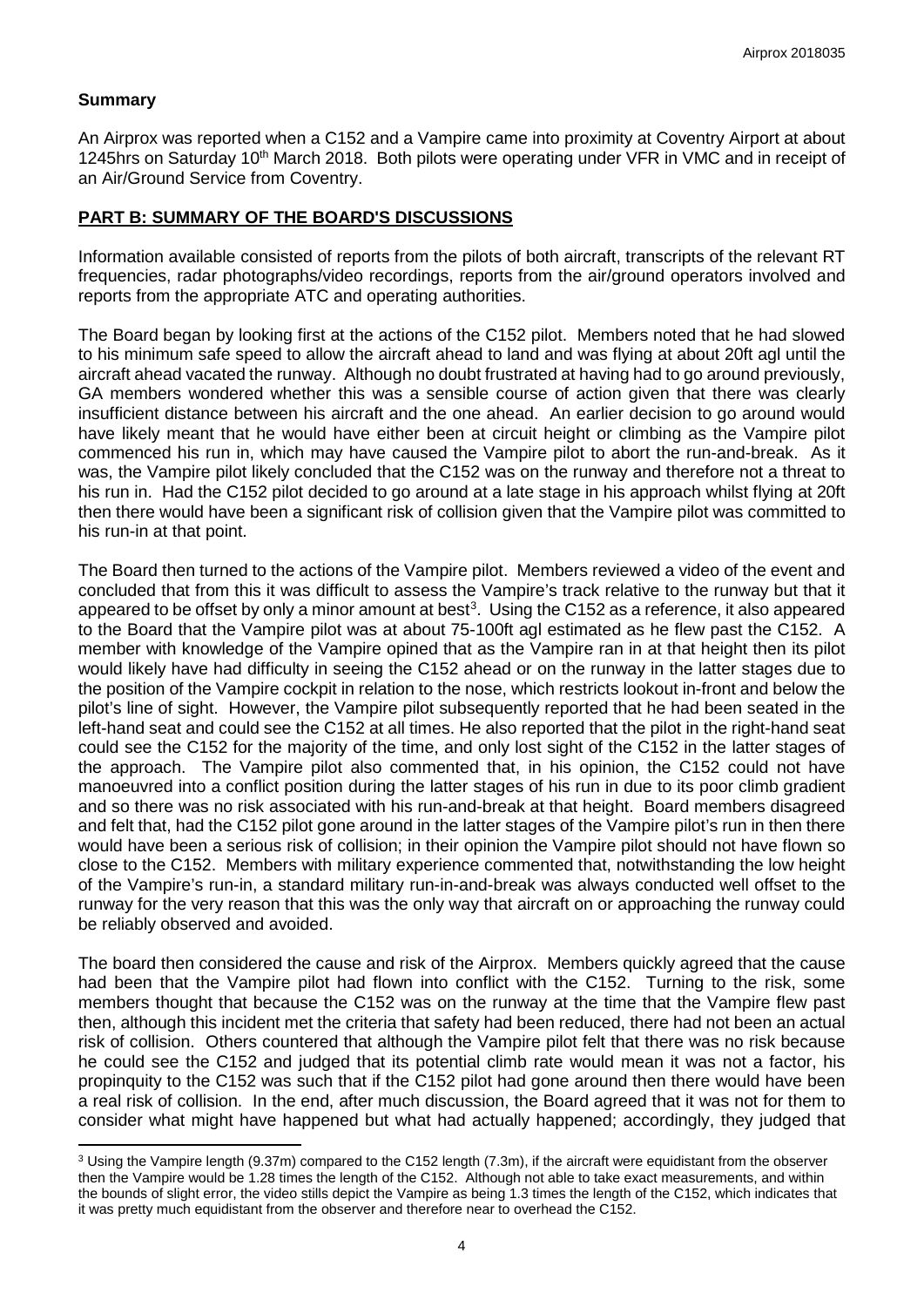## Summary

An Airprox was reported when a C152 and a Vampire came into proximity at Coventry Airport at about 1245hrs on Saturday 10th March 2018. Both pilots were operating under VFR in VMC and in receipt of an Air/Ground Service from Coventry.

## PART B: SUMMARY OF THE BOARD'S DISCUSSIONS

Information available consisted of reports from the pilots of both aircraft, transcripts of the relevant RT frequencies, radar photographs/video recordings, reports from the air/ground operators involved and reports from the appropriate ATC and operating authorities.

The Board began by looking first at the actions of the C152 pilot. Members noted that he had slowed to his minimum safe speed to allow the aircraft ahead to land and was flying at about 20ft agl until the aircraft ahead vacated the runway. Although no doubt frustrated at having had to go around previously, GA members wondered whether this was a sensible course of action given that there was clearly insufficient distance between his aircraft and the one ahead. An earlier decision to go around would have likely meant that he would have either been at circuit height or climbing as the Vampire pilot commenced his run in, which may have caused the Vampire pilot to abort the run-and-break. As it was, the Vampire pilot likely concluded that the C152 was on the runway and therefore not a threat to his run in. Had the C152 pilot decided to go around at a late stage in his approach whilst flying at 20ft then there would have been a significant risk of collision given that the Vampire pilot was committed to his run-in at that point.

The Board then turned to the actions of the Vampire pilot. Members reviewed a video of the event and concluded that from this it was difficult to assess the Vampire's track relative to the runway but that it appeared to be offset by only a minor amount at best[3]. Using the C152 as a reference, it also appeared to the Board that the Vampire pilot was at about 75-100ft agl estimated as he flew past the C152. A member with knowledge of the Vampire opined that as the Vampire ran in at that height then its pilot would likely have had difficulty in seeing the C152 ahead or on the runway in the latter stages due to the position of the Vampire cockpit in relation to the nose, which restricts lookout in-front and below the pilot's line of sight. However, the Vampire pilot subsequently reported that he had been seated in the left-hand seat and could see the C152 at all times. He also reported that the pilot in the right-hand seat could see the C152 for the majority of the time, and only lost sight of the C152 in the latter stages of the approach. The Vampire pilot also commented that, in his opinion, the C152 could not have manoeuvred into a conflict position during the latter stages of his run in due to its poor climb gradient and so there was no risk associated with his run-and-break at that height. Board members disagreed and felt that, had the C152 pilot gone around in the latter stages of the Vampire pilot's run in then there would have been a serious risk of collision; in their opinion the Vampire pilot should not have flown so close to the C152. Members with military experience commented that, notwithstanding the low height of the Vampire's run-in, a standard military run-in-and-break was always conducted well offset to the runway for the very reason that this was the only way that aircraft on or approaching the runway could be reliably observed and avoided.

The board then considered the cause and risk of the Airprox. Members quickly agreed that the cause had been that the Vampire pilot had flown into conflict with the C152. Turning to the risk, some members thought that because the C152 was on the runway at the time that the Vampire flew past then, although this incident met the criteria that safety had been reduced, there had not been an actual risk of collision. Others countered that although the Vampire pilot felt that there was no risk because he could see the C152 and judged that its potential climb rate would mean it was not a factor, his propinquity to the C152 was such that if the C152 pilot had gone around then there would have been a real risk of collision. In the end, after much discussion, the Board agreed that it was not for them to consider what might have happened but what had actually happened; accordingly, they judged that

---

[3] Using the Vampire length (9.37m) compared to the C152 length (7.3m), if the aircraft were equidistant from the observer then the Vampire would be 1.28 times the length of the C152. Although not able to take exact measurements, and within the bounds of slight error, the video stills depict the Vampire as being 1.3 times the length of the C152, which indicates that it was pretty much equidistant from the observer and therefore near to overhead the C152.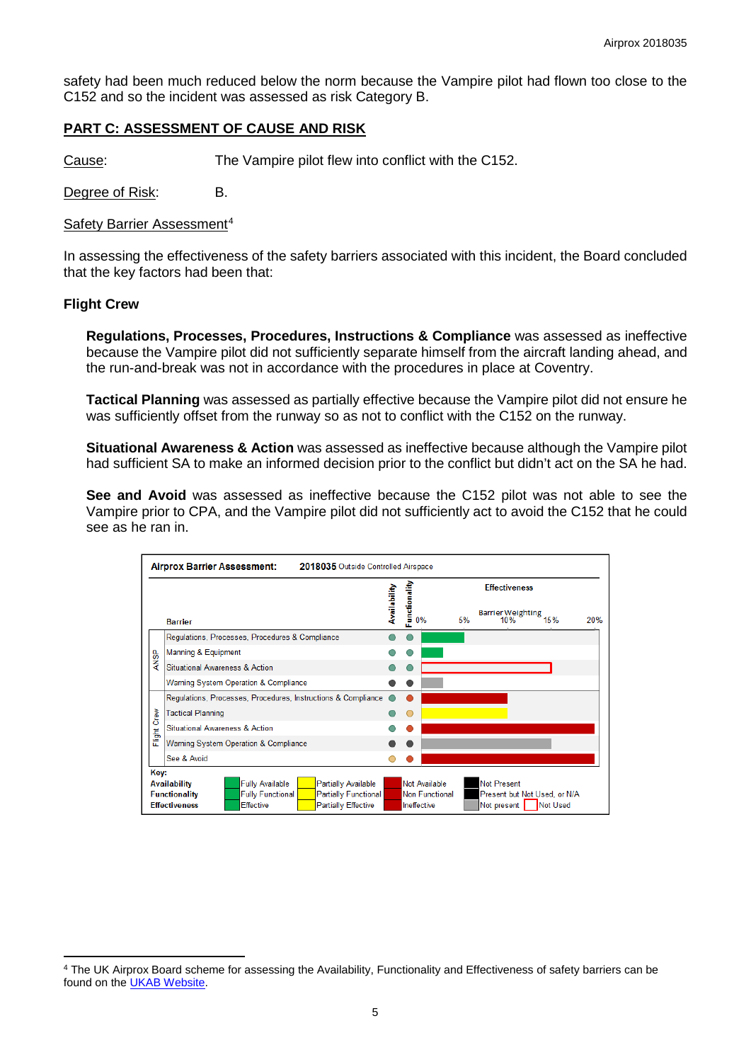safety had been much reduced below the norm because the Vampire pilot had flown too close to the C152 and so the incident was assessed as risk Category B.

## PART C: ASSESSMENT OF CAUSE AND RISK

Cause: The Vampire pilot flew into conflict with the C152.

Degree of Risk: B.

Safety Barrier Assessment[4]

In assessing the effectiveness of the safety barriers associated with this incident, the Board concluded that the key factors had been that:

**Flight Crew**

**Regulations, Processes, Procedures, Instructions & Compliance** was assessed as ineffective because the Vampire pilot did not sufficiently separate himself from the aircraft landing ahead, and the run-and-break was not in accordance with the procedures in place at Coventry.

**Tactical Planning** was assessed as partially effective because the Vampire pilot did not ensure he was sufficiently offset from the runway so as not to conflict with the C152 on the runway.

**Situational Awareness & Action** was assessed as ineffective because although the Vampire pilot had sufficient SA to make an informed decision prior to the conflict but didn't act on the SA he had.

**See and Avoid** was assessed as ineffective because the C152 pilot was not able to see the Vampire prior to CPA, and the Vampire pilot did not sufficiently act to avoid the C152 that he could see as he ran in.

Airprox Barrier Assessment: 2018035 Outside Controlled Airspace

Barrier
Availability
Functionality
Effectiveness
Barrier Weighting
0%
5%
10%
15%
20%

ANSP
Regulations, Processes, Procedures & Compliance
Manning & Equipment
Situational Awareness & Action
Warning System Operation & Compliance

Flight Crew
Regulations, Processes, Procedures, Instructions & Compliance
Tactical Planning
Situational Awareness & Action
Warning System Operation & Compliance
See & Avoid

Key:
Availability: Fully Available, Partially Available, Not Available, Not Present
Functionality: Fully Functional, Partially Functional, Non Functional, Present but Not Used, or N/A
Effectiveness: Effective, Partially Effective, Ineffective, Not present, Not Used

[4] The UK Airprox Board scheme for assessing the Availability, Functionality and Effectiveness of safety barriers can be found on the UKAB Website.